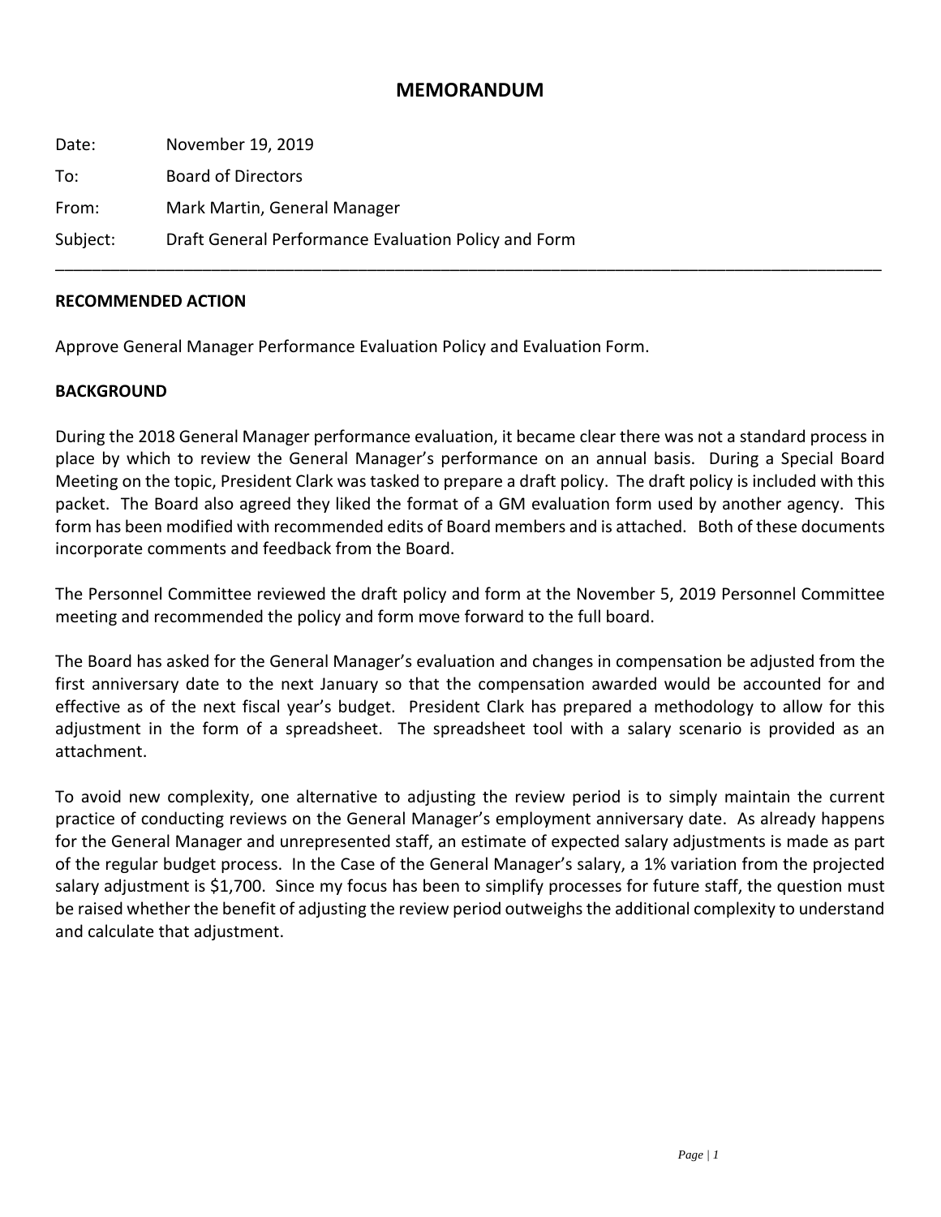# MEMORANDUM

Date: November 19, 2019

To: Board of Directors

From: Mark Martin, General Manager

Subject: Draft General Performance Evaluation Policy and Form

---

**RECOMMENDED ACTION**

Approve General Manager Performance Evaluation Policy and Evaluation Form.

**BACKGROUND**

During the 2018 General Manager performance evaluation, it became clear there was not a standard process in place by which to review the General Manager's performance on an annual basis. During a Special Board Meeting on the topic, President Clark was tasked to prepare a draft policy. The draft policy is included with this packet. The Board also agreed they liked the format of a GM evaluation form used by another agency. This form has been modified with recommended edits of Board members and is attached. Both of these documents incorporate comments and feedback from the Board.

The Personnel Committee reviewed the draft policy and form at the November 5, 2019 Personnel Committee meeting and recommended the policy and form move forward to the full board.

The Board has asked for the General Manager's evaluation and changes in compensation be adjusted from the first anniversary date to the next January so that the compensation awarded would be accounted for and effective as of the next fiscal year's budget. President Clark has prepared a methodology to allow for this adjustment in the form of a spreadsheet. The spreadsheet tool with a salary scenario is provided as an attachment.

To avoid new complexity, one alternative to adjusting the review period is to simply maintain the current practice of conducting reviews on the General Manager's employment anniversary date. As already happens for the General Manager and unrepresented staff, an estimate of expected salary adjustments is made as part of the regular budget process. In the Case of the General Manager's salary, a 1% variation from the projected salary adjustment is $1,700. Since my focus has been to simplify processes for future staff, the question must be raised whether the benefit of adjusting the review period outweighs the additional complexity to understand and calculate that adjustment.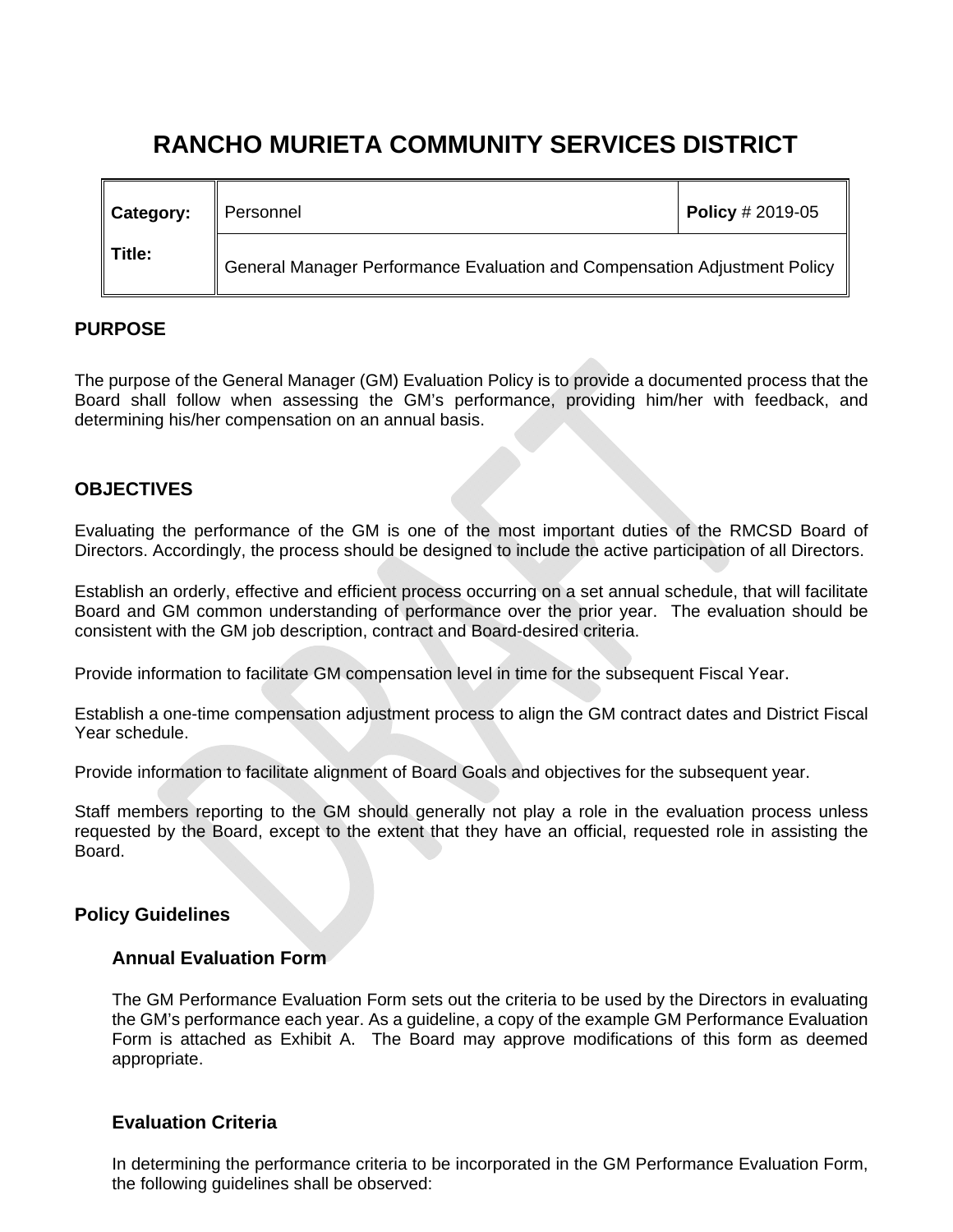# RANCHO MURIETA COMMUNITY SERVICES DISTRICT

| Category: | Personnel | Policy # 2019-05 |
|---|---|---|
| Title: | General Manager Performance Evaluation and Compensation Adjustment Policy | |

## PURPOSE

The purpose of the General Manager (GM) Evaluation Policy is to provide a documented process that the Board shall follow when assessing the GM's performance, providing him/her with feedback, and determining his/her compensation on an annual basis.

## OBJECTIVES

Evaluating the performance of the GM is one of the most important duties of the RMCSD Board of Directors. Accordingly, the process should be designed to include the active participation of all Directors.

Establish an orderly, effective and efficient process occurring on a set annual schedule, that will facilitate Board and GM common understanding of performance over the prior year. The evaluation should be consistent with the GM job description, contract and Board-desired criteria.

Provide information to facilitate GM compensation level in time for the subsequent Fiscal Year.

Establish a one-time compensation adjustment process to align the GM contract dates and District Fiscal Year schedule.

Provide information to facilitate alignment of Board Goals and objectives for the subsequent year.

Staff members reporting to the GM should generally not play a role in the evaluation process unless requested by the Board, except to the extent that they have an official, requested role in assisting the Board.

## Policy Guidelines

### Annual Evaluation Form

The GM Performance Evaluation Form sets out the criteria to be used by the Directors in evaluating the GM's performance each year. As a guideline, a copy of the example GM Performance Evaluation Form is attached as Exhibit A. The Board may approve modifications of this form as deemed appropriate.

### Evaluation Criteria

In determining the performance criteria to be incorporated in the GM Performance Evaluation Form, the following guidelines shall be observed: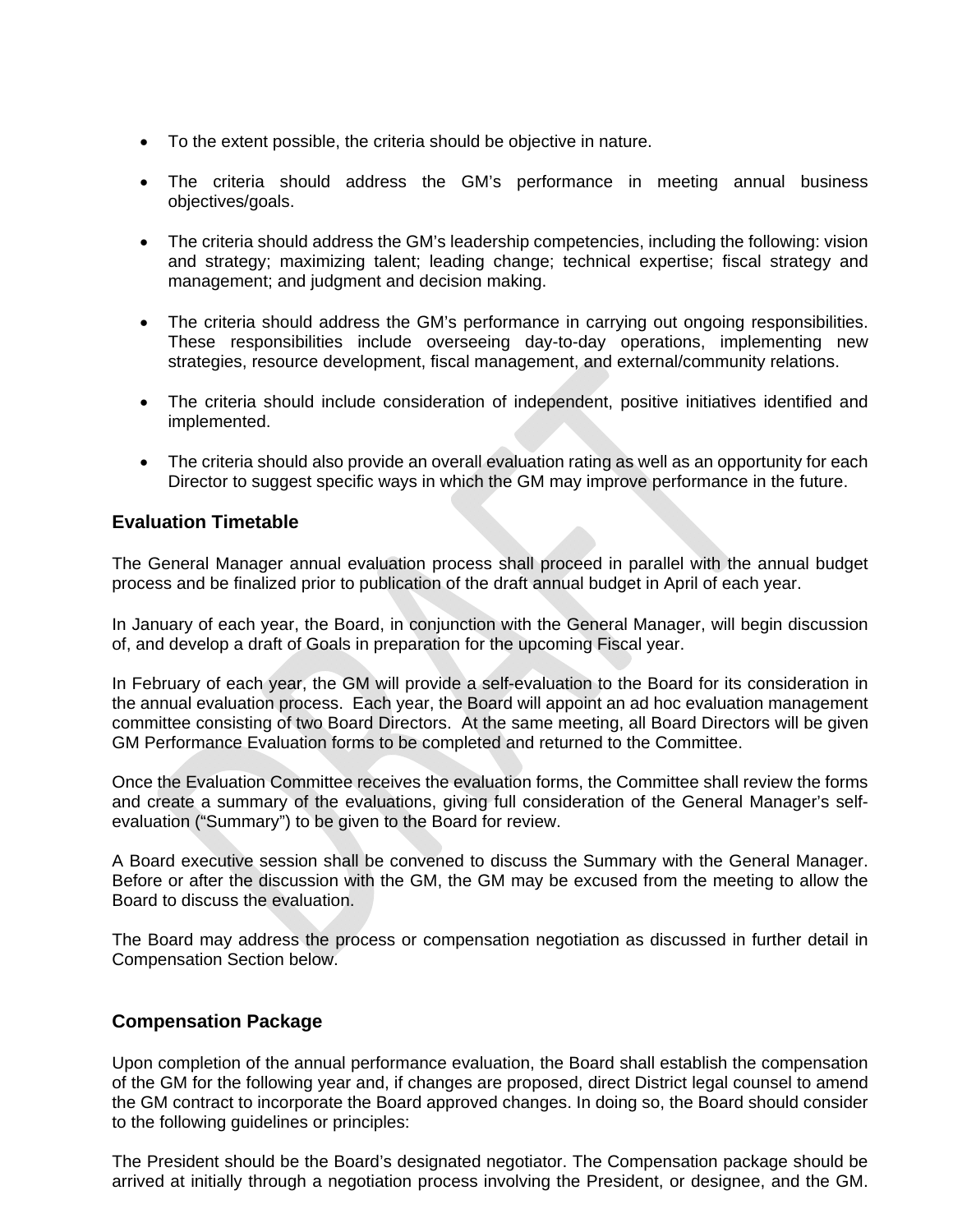- To the extent possible, the criteria should be objective in nature.
- The criteria should address the GM's performance in meeting annual business objectives/goals.
- The criteria should address the GM's leadership competencies, including the following: vision and strategy; maximizing talent; leading change; technical expertise; fiscal strategy and management; and judgment and decision making.
- The criteria should address the GM's performance in carrying out ongoing responsibilities. These responsibilities include overseeing day-to-day operations, implementing new strategies, resource development, fiscal management, and external/community relations.
- The criteria should include consideration of independent, positive initiatives identified and implemented.
- The criteria should also provide an overall evaluation rating as well as an opportunity for each Director to suggest specific ways in which the GM may improve performance in the future.

## Evaluation Timetable

The General Manager annual evaluation process shall proceed in parallel with the annual budget process and be finalized prior to publication of the draft annual budget in April of each year.

In January of each year, the Board, in conjunction with the General Manager, will begin discussion of, and develop a draft of Goals in preparation for the upcoming Fiscal year.

In February of each year, the GM will provide a self-evaluation to the Board for its consideration in the annual evaluation process. Each year, the Board will appoint an ad hoc evaluation management committee consisting of two Board Directors. At the same meeting, all Board Directors will be given GM Performance Evaluation forms to be completed and returned to the Committee.

Once the Evaluation Committee receives the evaluation forms, the Committee shall review the forms and create a summary of the evaluations, giving full consideration of the General Manager's self-evaluation ("Summary") to be given to the Board for review.

A Board executive session shall be convened to discuss the Summary with the General Manager. Before or after the discussion with the GM, the GM may be excused from the meeting to allow the Board to discuss the evaluation.

The Board may address the process or compensation negotiation as discussed in further detail in Compensation Section below.

## Compensation Package

Upon completion of the annual performance evaluation, the Board shall establish the compensation of the GM for the following year and, if changes are proposed, direct District legal counsel to amend the GM contract to incorporate the Board approved changes. In doing so, the Board should consider to the following guidelines or principles:

The President should be the Board's designated negotiator. The Compensation package should be arrived at initially through a negotiation process involving the President, or designee, and the GM.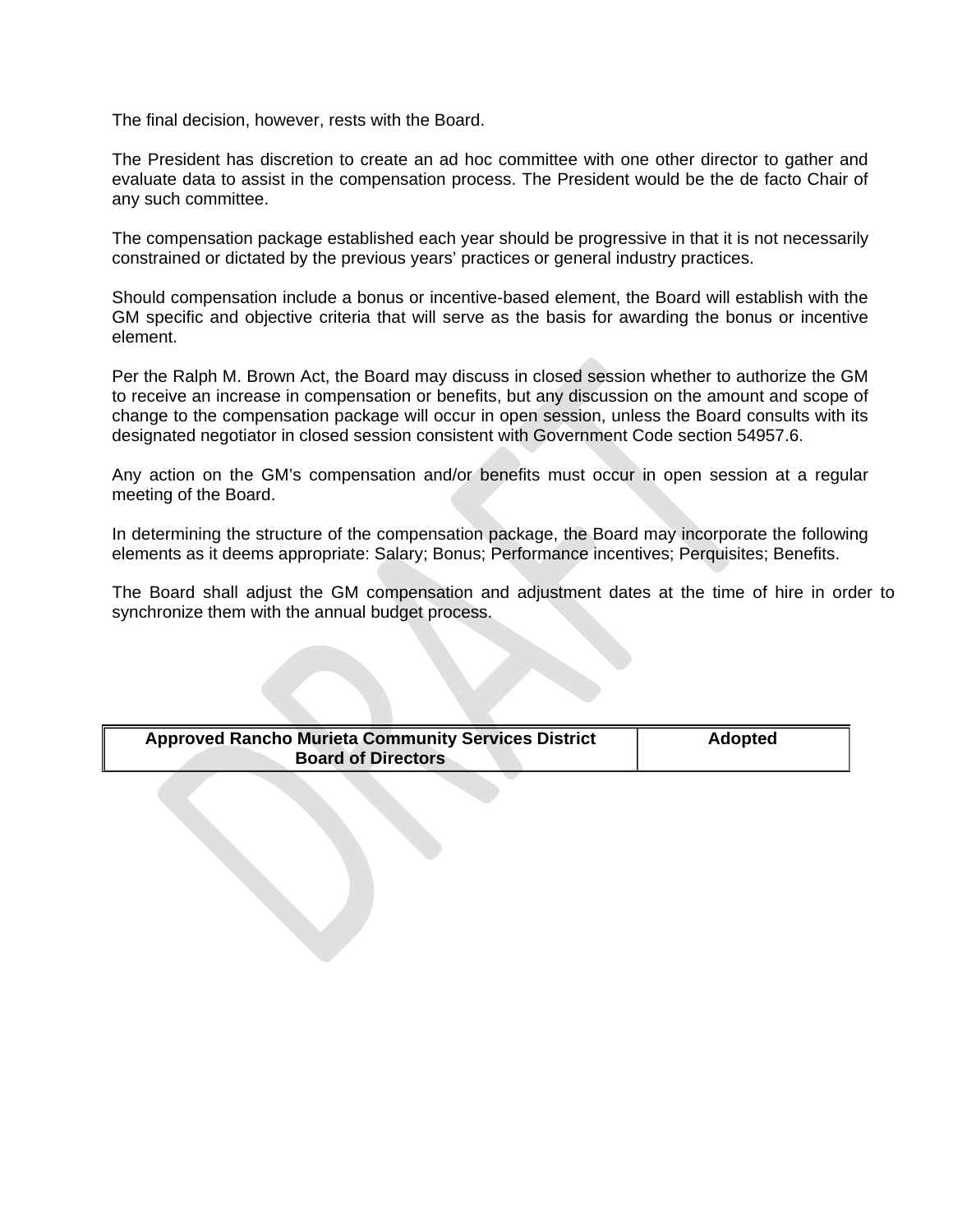The final decision, however, rests with the Board.

The President has discretion to create an ad hoc committee with one other director to gather and evaluate data to assist in the compensation process. The President would be the de facto Chair of any such committee.

The compensation package established each year should be progressive in that it is not necessarily constrained or dictated by the previous years' practices or general industry practices.

Should compensation include a bonus or incentive-based element, the Board will establish with the GM specific and objective criteria that will serve as the basis for awarding the bonus or incentive element.

Per the Ralph M. Brown Act, the Board may discuss in closed session whether to authorize the GM to receive an increase in compensation or benefits, but any discussion on the amount and scope of change to the compensation package will occur in open session, unless the Board consults with its designated negotiator in closed session consistent with Government Code section 54957.6.

Any action on the GM's compensation and/or benefits must occur in open session at a regular meeting of the Board.

In determining the structure of the compensation package, the Board may incorporate the following elements as it deems appropriate: Salary; Bonus; Performance incentives; Perquisites; Benefits.

The Board shall adjust the GM compensation and adjustment dates at the time of hire in order to synchronize them with the annual budget process.

| Approved Rancho Murieta Community Services District Board of Directors | Adopted |
|---|---|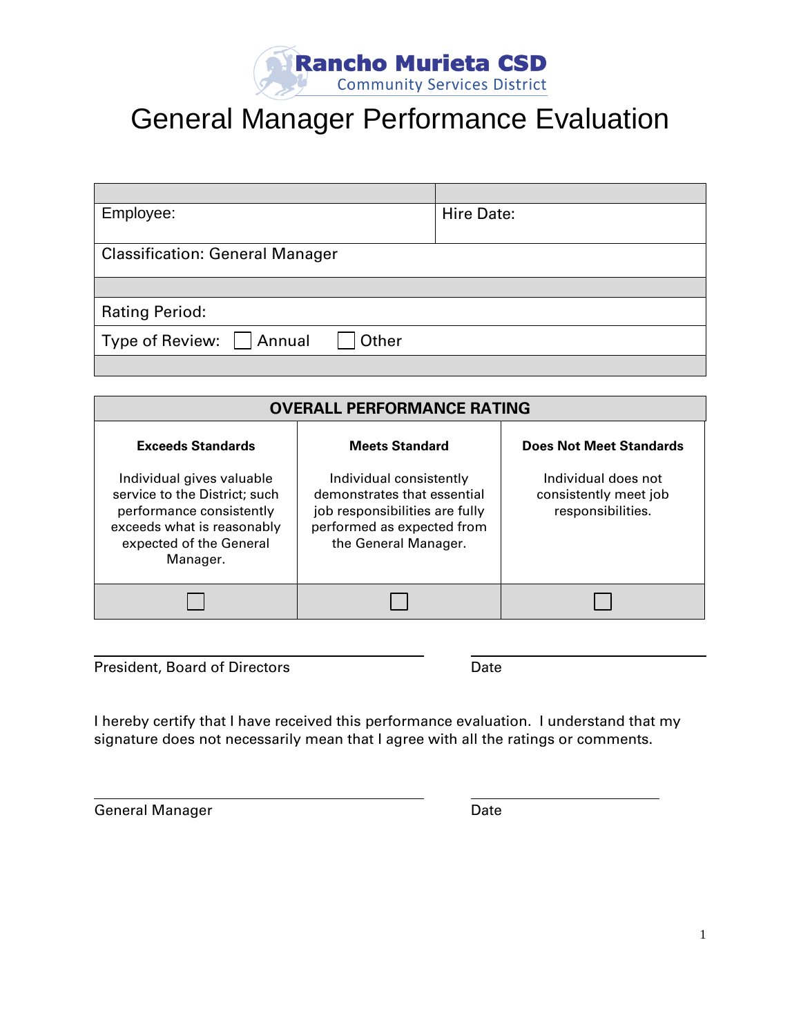**Rancho Murieta CSD**
Community Services District

# General Manager Performance Evaluation

| | |
|---|---|
| Employee: | Hire Date: |
| Classification: General Manager | |
| | |
| Rating Period: | |
| Type of Review: ☐ Annual ☐ Other | |
| | |

| OVERALL PERFORMANCE RATING | | |
|---|---|---|
| **Exceeds Standards**<br><br>Individual gives valuable service to the District; such performance consistently exceeds what is reasonably expected of the General Manager. | **Meets Standard**<br><br>Individual consistently demonstrates that essential job responsibilities are fully performed as expected from the General Manager. | **Does Not Meet Standards**<br><br>Individual does not consistently meet job responsibilities. |
| ☐ | ☐ | ☐ |

\_\_\_\_\_\_\_\_\_\_\_\_\_\_\_\_\_\_\_\_\_\_\_\_\_\_\_\_\_\_\_\_\_\_\_\_ \_\_\_\_\_\_\_\_\_\_\_\_\_\_\_\_\_\_\_\_\_\_\_\_

President, Board of Directors Date

I hereby certify that I have received this performance evaluation. I understand that my signature does not necessarily mean that I agree with all the ratings or comments.

\_\_\_\_\_\_\_\_\_\_\_\_\_\_\_\_\_\_\_\_\_\_\_\_\_\_\_\_\_\_\_\_\_\_\_\_ \_\_\_\_\_\_\_\_\_\_\_\_\_\_\_\_\_\_\_\_\_\_\_\_

General Manager Date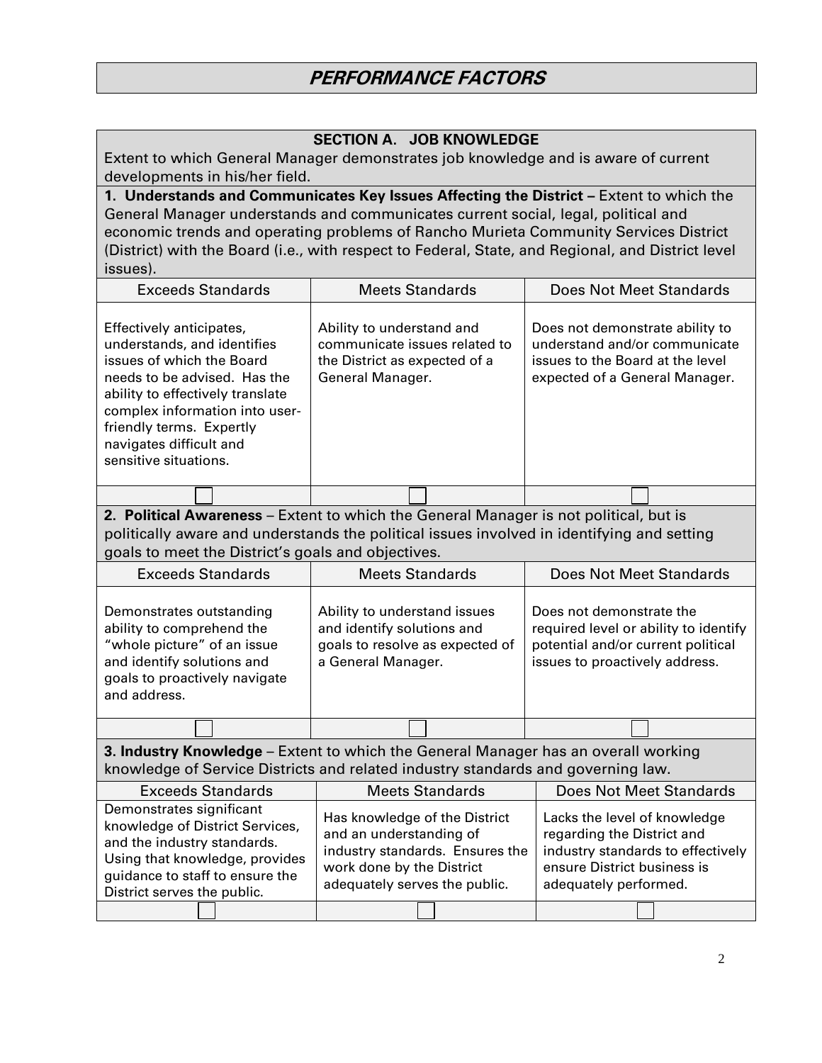# PERFORMANCE FACTORS

## SECTION A. JOB KNOWLEDGE

Extent to which General Manager demonstrates job knowledge and is aware of current developments in his/her field.

**1. Understands and Communicates Key Issues Affecting the District –** Extent to which the General Manager understands and communicates current social, legal, political and economic trends and operating problems of Rancho Murieta Community Services District (District) with the Board (i.e., with respect to Federal, State, and Regional, and District level issues).

| Exceeds Standards | Meets Standards | Does Not Meet Standards |
|---|---|---|
| Effectively anticipates, understands, and identifies issues of which the Board needs to be advised. Has the ability to effectively translate complex information into user-friendly terms. Expertly navigates difficult and sensitive situations. | Ability to understand and communicate issues related to the District as expected of a General Manager. | Does not demonstrate ability to understand and/or communicate issues to the Board at the level expected of a General Manager. |
| ☐ | ☐ | ☐ |

**2. Political Awareness** – Extent to which the General Manager is not political, but is politically aware and understands the political issues involved in identifying and setting goals to meet the District's goals and objectives.

| Exceeds Standards | Meets Standards | Does Not Meet Standards |
|---|---|---|
| Demonstrates outstanding ability to comprehend the "whole picture" of an issue and identify solutions and goals to proactively navigate and address. | Ability to understand issues and identify solutions and goals to resolve as expected of a General Manager. | Does not demonstrate the required level or ability to identify potential and/or current political issues to proactively address. |
| ☐ | ☐ | ☐ |

**3. Industry Knowledge** – Extent to which the General Manager has an overall working knowledge of Service Districts and related industry standards and governing law.

| Exceeds Standards | Meets Standards | Does Not Meet Standards |
|---|---|---|
| Demonstrates significant knowledge of District Services, and the industry standards. Using that knowledge, provides guidance to staff to ensure the District serves the public. | Has knowledge of the District and an understanding of industry standards. Ensures the work done by the District adequately serves the public. | Lacks the level of knowledge regarding the District and industry standards to effectively ensure District business is adequately performed. |
| ☐ | ☐ | ☐ |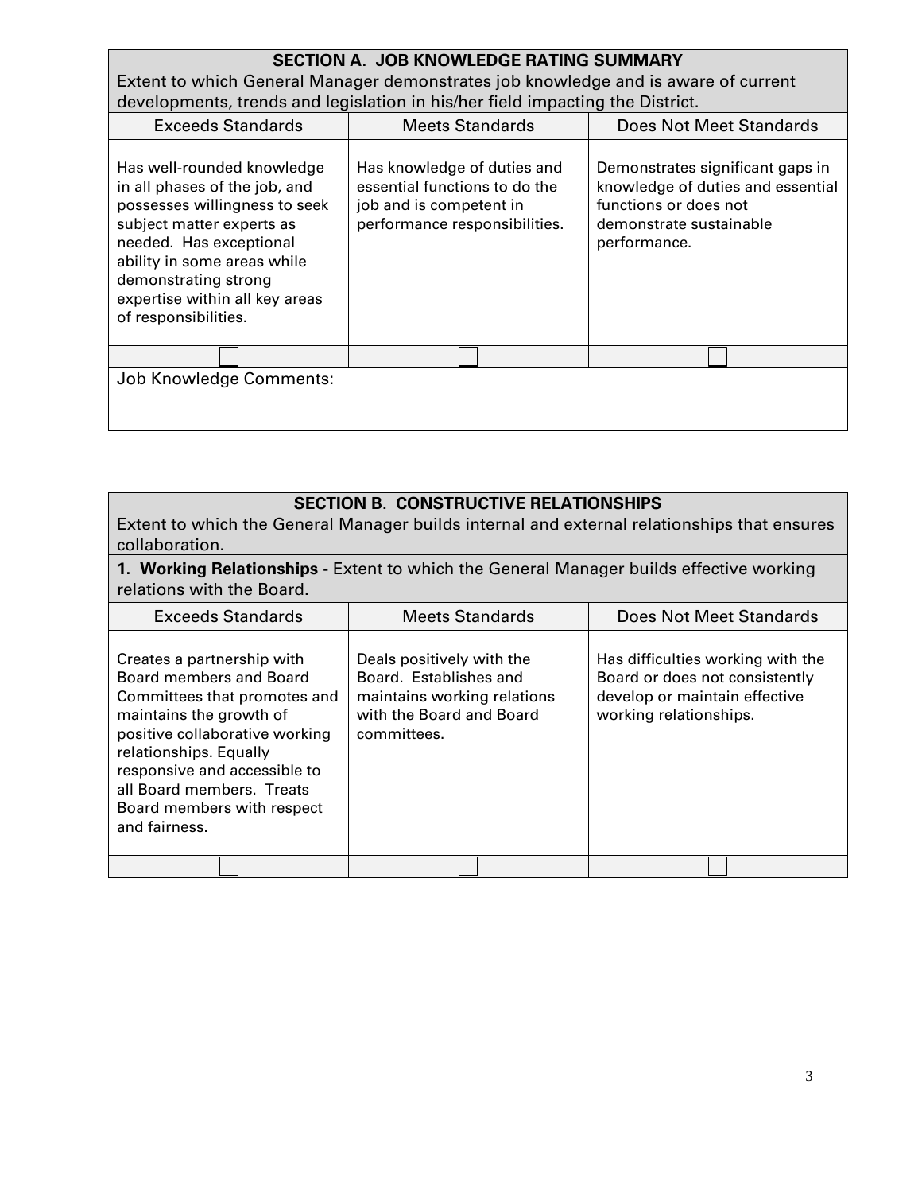**SECTION A. JOB KNOWLEDGE RATING SUMMARY**

Extent to which General Manager demonstrates job knowledge and is aware of current developments, trends and legislation in his/her field impacting the District.

| Exceeds Standards | Meets Standards | Does Not Meet Standards |
|---|---|---|
| Has well-rounded knowledge in all phases of the job, and possesses willingness to seek subject matter experts as needed. Has exceptional ability in some areas while demonstrating strong expertise within all key areas of responsibilities. | Has knowledge of duties and essential functions to do the job and is competent in performance responsibilities. | Demonstrates significant gaps in knowledge of duties and essential functions or does not demonstrate sustainable performance. |
| ☐ | ☐ | ☐ |

Job Knowledge Comments:

**SECTION B. CONSTRUCTIVE RELATIONSHIPS**

Extent to which the General Manager builds internal and external relationships that ensures collaboration.

**1. Working Relationships -** Extent to which the General Manager builds effective working relations with the Board.

| Exceeds Standards | Meets Standards | Does Not Meet Standards |
|---|---|---|
| Creates a partnership with Board members and Board Committees that promotes and maintains the growth of positive collaborative working relationships. Equally responsive and accessible to all Board members. Treats Board members with respect and fairness. | Deals positively with the Board. Establishes and maintains working relations with the Board and Board committees. | Has difficulties working with the Board or does not consistently develop or maintain effective working relationships. |
| ☐ | ☐ | ☐ |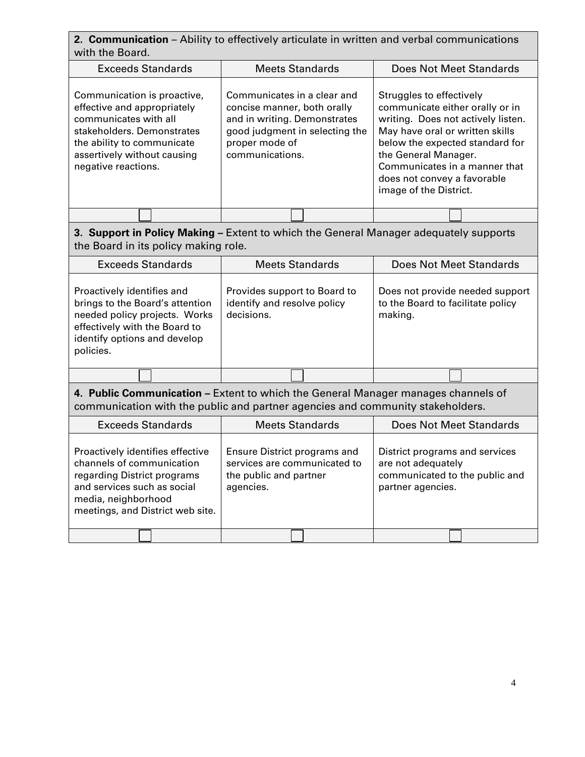**2. Communication** – Ability to effectively articulate in written and verbal communications with the Board.

| Exceeds Standards | Meets Standards | Does Not Meet Standards |
|---|---|---|
| Communication is proactive, effective and appropriately communicates with all stakeholders. Demonstrates the ability to communicate assertively without causing negative reactions. | Communicates in a clear and concise manner, both orally and in writing. Demonstrates good judgment in selecting the proper mode of communications. | Struggles to effectively communicate either orally or in writing. Does not actively listen. May have oral or written skills below the expected standard for the General Manager. Communicates in a manner that does not convey a favorable image of the District. |
| ☐ | ☐ | ☐ |

**3. Support in Policy Making –** Extent to which the General Manager adequately supports the Board in its policy making role.

| Exceeds Standards | Meets Standards | Does Not Meet Standards |
|---|---|---|
| Proactively identifies and brings to the Board's attention needed policy projects. Works effectively with the Board to identify options and develop policies. | Provides support to Board to identify and resolve policy decisions. | Does not provide needed support to the Board to facilitate policy making. |
| ☐ | ☐ | ☐ |

**4. Public Communication –** Extent to which the General Manager manages channels of communication with the public and partner agencies and community stakeholders.

| Exceeds Standards | Meets Standards | Does Not Meet Standards |
|---|---|---|
| Proactively identifies effective channels of communication regarding District programs and services such as social media, neighborhood meetings, and District web site. | Ensure District programs and services are communicated to the public and partner agencies. | District programs and services are not adequately communicated to the public and partner agencies. |
| ☐ | ☐ | ☐ |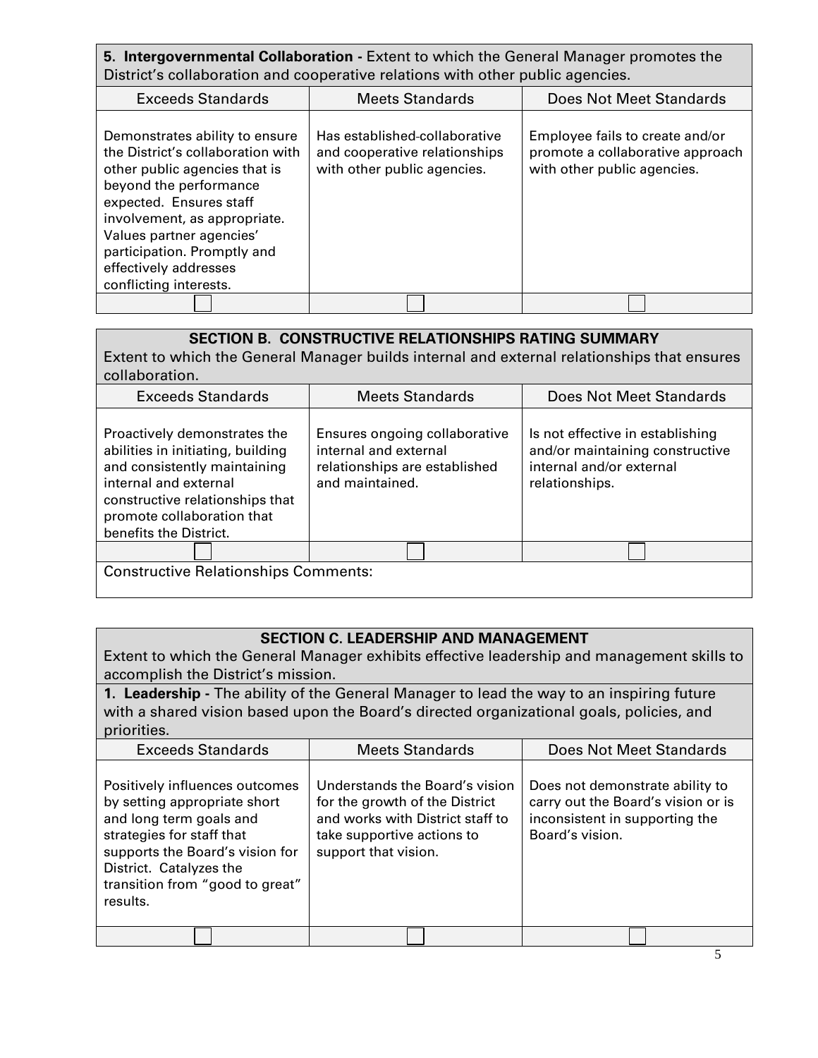**5. Intergovernmental Collaboration -** Extent to which the General Manager promotes the District's collaboration and cooperative relations with other public agencies.

| Exceeds Standards | Meets Standards | Does Not Meet Standards |
|---|---|---|
| Demonstrates ability to ensure the District's collaboration with other public agencies that is beyond the performance expected. Ensures staff involvement, as appropriate. Values partner agencies' participation. Promptly and effectively addresses conflicting interests. | Has established collaborative and cooperative relationships with other public agencies. | Employee fails to create and/or promote a collaborative approach with other public agencies. |
| ☐ | ☐ | ☐ |

**SECTION B. CONSTRUCTIVE RELATIONSHIPS RATING SUMMARY**

Extent to which the General Manager builds internal and external relationships that ensures collaboration.

| Exceeds Standards | Meets Standards | Does Not Meet Standards |
|---|---|---|
| Proactively demonstrates the abilities in initiating, building and consistently maintaining internal and external constructive relationships that promote collaboration that benefits the District. | Ensures ongoing collaborative internal and external relationships are established and maintained. | Is not effective in establishing and/or maintaining constructive internal and/or external relationships. |
| ☐ | ☐ | ☐ |

Constructive Relationships Comments:

**SECTION C. LEADERSHIP AND MANAGEMENT**

Extent to which the General Manager exhibits effective leadership and management skills to accomplish the District's mission.

**1. Leadership -** The ability of the General Manager to lead the way to an inspiring future with a shared vision based upon the Board's directed organizational goals, policies, and priorities.

| Exceeds Standards | Meets Standards | Does Not Meet Standards |
|---|---|---|
| Positively influences outcomes by setting appropriate short and long term goals and strategies for staff that supports the Board's vision for District. Catalyzes the transition from "good to great" results. | Understands the Board's vision for the growth of the District and works with District staff to take supportive actions to support that vision. | Does not demonstrate ability to carry out the Board's vision or is inconsistent in supporting the Board's vision. |
| ☐ | ☐ | ☐ |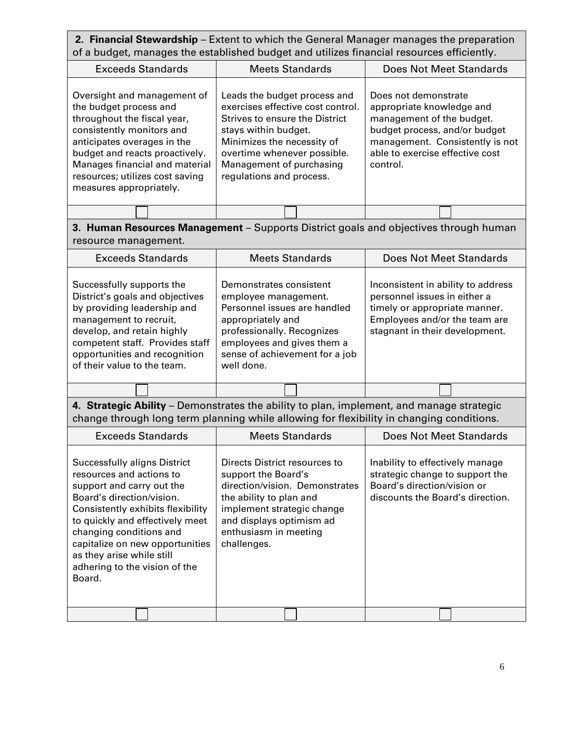| **2. Financial Stewardship** – Extent to which the General Manager manages the preparation of a budget, manages the established budget and utilizes financial resources efficiently. | | |
|---|---|---|
| Exceeds Standards | Meets Standards | Does Not Meet Standards |
| Oversight and management of the budget process and throughout the fiscal year, consistently monitors and anticipates overages in the budget and reacts proactively. Manages financial and material resources; utilizes cost saving measures appropriately. | Leads the budget process and exercises effective cost control. Strives to ensure the District stays within budget. Minimizes the necessity of overtime whenever possible. Management of purchasing regulations and process. | Does not demonstrate appropriate knowledge and management of the budget. budget process, and/or budget management. Consistently is not able to exercise effective cost control. |
| ☐ | ☐ | ☐ |

| **3. Human Resources Management** – Supports District goals and objectives through human resource management. | | |
|---|---|---|
| Exceeds Standards | Meets Standards | Does Not Meet Standards |
| Successfully supports the District's goals and objectives by providing leadership and management to recruit, develop, and retain highly competent staff. Provides staff opportunities and recognition of their value to the team. | Demonstrates consistent employee management. Personnel issues are handled appropriately and professionally. Recognizes employees and gives them a sense of achievement for a job well done. | Inconsistent in ability to address personnel issues in either a timely or appropriate manner. Employees and/or the team are stagnant in their development. |
| ☐ | ☐ | ☐ |

| **4. Strategic Ability** – Demonstrates the ability to plan, implement, and manage strategic change through long term planning while allowing for flexibility in changing conditions. | | |
|---|---|---|
| Exceeds Standards | Meets Standards | Does Not Meet Standards |
| Successfully aligns District resources and actions to support and carry out the Board's direction/vision. Consistently exhibits flexibility to quickly and effectively meet changing conditions and capitalize on new opportunities as they arise while still adhering to the vision of the Board. | Directs District resources to support the Board's direction/vision. Demonstrates the ability to plan and implement strategic change and displays optimism ad enthusiasm in meeting challenges. | Inability to effectively manage strategic change to support the Board's direction/vision or discounts the Board's direction. |
| ☐ | ☐ | ☐ |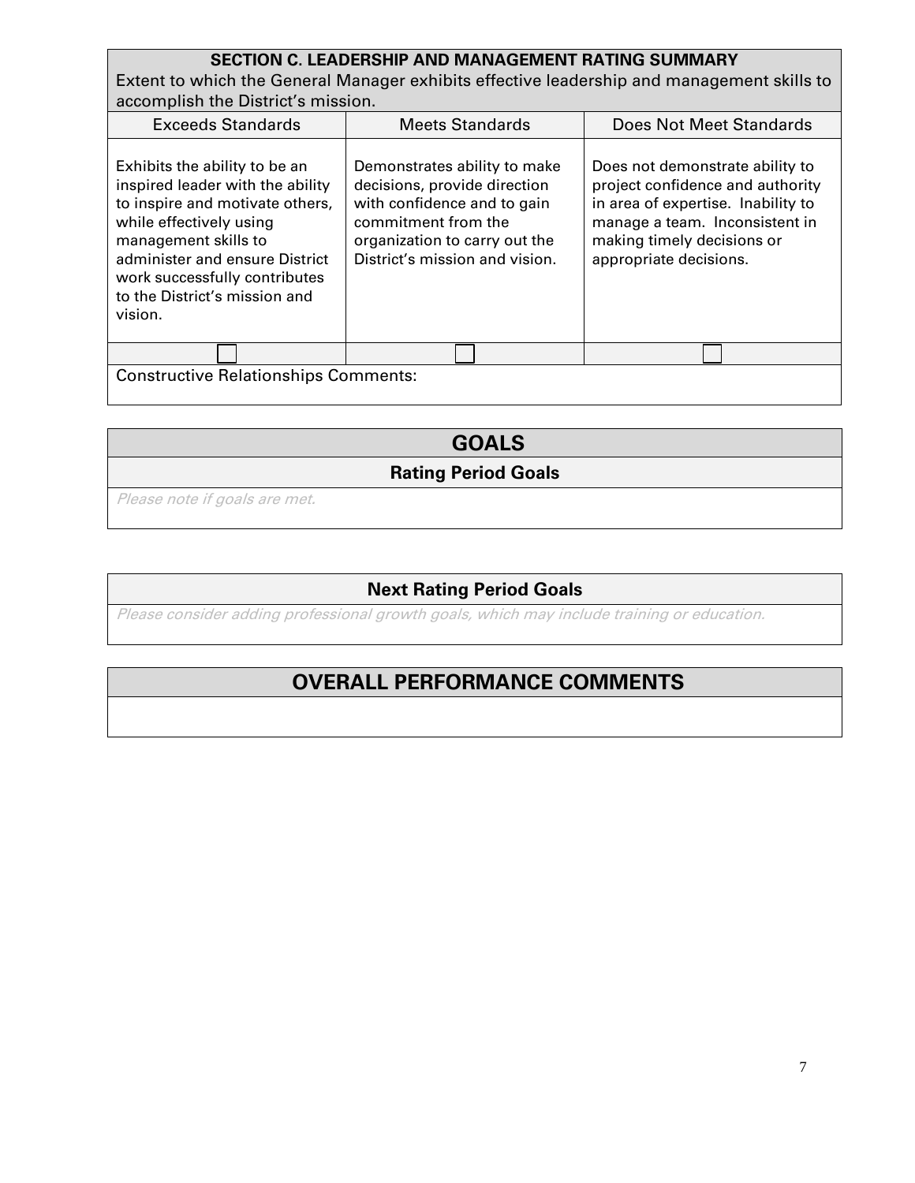| **SECTION C. LEADERSHIP AND MANAGEMENT RATING SUMMARY**<br>Extent to which the General Manager exhibits effective leadership and management skills to accomplish the District's mission. | | |
|---|---|---|
| Exceeds Standards | Meets Standards | Does Not Meet Standards |
| Exhibits the ability to be an inspired leader with the ability to inspire and motivate others, while effectively using management skills to administer and ensure District work successfully contributes to the District's mission and vision. | Demonstrates ability to make decisions, provide direction with confidence and to gain commitment from the organization to carry out the District's mission and vision. | Does not demonstrate ability to project confidence and authority in area of expertise. Inability to manage a team. Inconsistent in making timely decisions or appropriate decisions. |
| ☐ | ☐ | ☐ |
| Constructive Relationships Comments: | | |

## GOALS

### Rating Period Goals

*Please note if goals are met.*

### Next Rating Period Goals

*Please consider adding professional growth goals, which may include training or education.*

## OVERALL PERFORMANCE COMMENTS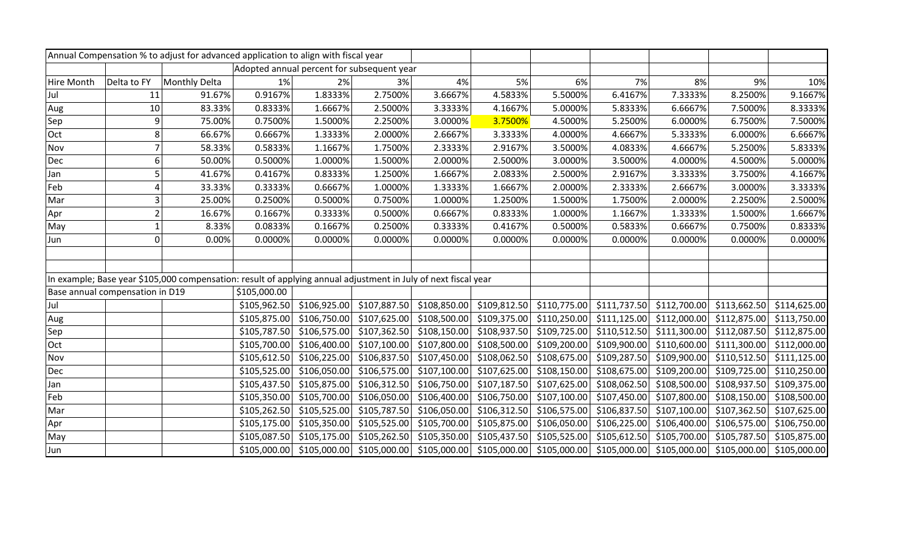| Annual Compensation % to adjust for advanced application to align with fiscal year | | | | | | | | | | | | |
|---|---|---|---|---|---|---|---|---|---|---|---|---|
| | | | Adopted annual percent for subsequent year | | | | | | | | | |
| Hire Month | Delta to FY | Monthly Delta | 1% | 2% | 3% | 4% | 5% | 6% | 7% | 8% | 9% | 10% |
| Jul | 11 | 91.67% | 0.9167% | 1.8333% | 2.7500% | 3.6667% | 4.5833% | 5.5000% | 6.4167% | 7.3333% | 8.2500% | 9.1667% |
| Aug | 10 | 83.33% | 0.8333% | 1.6667% | 2.5000% | 3.3333% | 4.1667% | 5.0000% | 5.8333% | 6.6667% | 7.5000% | 8.3333% |
| Sep | 9 | 75.00% | 0.7500% | 1.5000% | 2.2500% | 3.0000% | 3.7500% | 4.5000% | 5.2500% | 6.0000% | 6.7500% | 7.5000% |
| Oct | 8 | 66.67% | 0.6667% | 1.3333% | 2.0000% | 2.6667% | 3.3333% | 4.0000% | 4.6667% | 5.3333% | 6.0000% | 6.6667% |
| Nov | 7 | 58.33% | 0.5833% | 1.1667% | 1.7500% | 2.3333% | 2.9167% | 3.5000% | 4.0833% | 4.6667% | 5.2500% | 5.8333% |
| Dec | 6 | 50.00% | 0.5000% | 1.0000% | 1.5000% | 2.0000% | 2.5000% | 3.0000% | 3.5000% | 4.0000% | 4.5000% | 5.0000% |
| Jan | 5 | 41.67% | 0.4167% | 0.8333% | 1.2500% | 1.6667% | 2.0833% | 2.5000% | 2.9167% | 3.3333% | 3.7500% | 4.1667% |
| Feb | 4 | 33.33% | 0.3333% | 0.6667% | 1.0000% | 1.3333% | 1.6667% | 2.0000% | 2.3333% | 2.6667% | 3.0000% | 3.3333% |
| Mar | 3 | 25.00% | 0.2500% | 0.5000% | 0.7500% | 1.0000% | 1.2500% | 1.5000% | 1.7500% | 2.0000% | 2.2500% | 2.5000% |
| Apr | 2 | 16.67% | 0.1667% | 0.3333% | 0.5000% | 0.6667% | 0.8333% | 1.0000% | 1.1667% | 1.3333% | 1.5000% | 1.6667% |
| May | 1 | 8.33% | 0.0833% | 0.1667% | 0.2500% | 0.3333% | 0.4167% | 0.5000% | 0.5833% | 0.6667% | 0.7500% | 0.8333% |
| Jun | 0 | 0.00% | 0.0000% | 0.0000% | 0.0000% | 0.0000% | 0.0000% | 0.0000% | 0.0000% | 0.0000% | 0.0000% | 0.0000% |
| | | | | | | | | | | | | |
| | | | | | | | | | | | | |
| In example; Base year $105,000 compensation: result of applying annual adjustment in July of next fiscal year | | | | | | | | | | | | |
| Base annual compensation in D19 | | | $105,000.00 | | | | | | | | | |
| Jul | | | $105,962.50 | $106,925.00 | $107,887.50 | $108,850.00 | $109,812.50 | $110,775.00 | $111,737.50 | $112,700.00 | $113,662.50 | $114,625.00 |
| Aug | | | $105,875.00 | $106,750.00 | $107,625.00 | $108,500.00 | $109,375.00 | $110,250.00 | $111,125.00 | $112,000.00 | $112,875.00 | $113,750.00 |
| Sep | | | $105,787.50 | $106,575.00 | $107,362.50 | $108,150.00 | $108,937.50 | $109,725.00 | $110,512.50 | $111,300.00 | $112,087.50 | $112,875.00 |
| Oct | | | $105,700.00 | $106,400.00 | $107,100.00 | $107,800.00 | $108,500.00 | $109,200.00 | $109,900.00 | $110,600.00 | $111,300.00 | $112,000.00 |
| Nov | | | $105,612.50 | $106,225.00 | $106,837.50 | $107,450.00 | $108,062.50 | $108,675.00 | $109,287.50 | $109,900.00 | $110,512.50 | $111,125.00 |
| Dec | | | $105,525.00 | $106,050.00 | $106,575.00 | $107,100.00 | $107,625.00 | $108,150.00 | $108,675.00 | $109,200.00 | $109,725.00 | $110,250.00 |
| Jan | | | $105,437.50 | $105,875.00 | $106,312.50 | $106,750.00 | $107,187.50 | $107,625.00 | $108,062.50 | $108,500.00 | $108,937.50 | $109,375.00 |
| Feb | | | $105,350.00 | $105,700.00 | $106,050.00 | $106,400.00 | $106,750.00 | $107,100.00 | $107,450.00 | $107,800.00 | $108,150.00 | $108,500.00 |
| Mar | | | $105,262.50 | $105,525.00 | $105,787.50 | $106,050.00 | $106,312.50 | $106,575.00 | $106,837.50 | $107,100.00 | $107,362.50 | $107,625.00 |
| Apr | | | $105,175.00 | $105,350.00 | $105,525.00 | $105,700.00 | $105,875.00 | $106,050.00 | $106,225.00 | $106,400.00 | $106,575.00 | $106,750.00 |
| May | | | $105,087.50 | $105,175.00 | $105,262.50 | $105,350.00 | $105,437.50 | $105,525.00 | $105,612.50 | $105,700.00 | $105,787.50 | $105,875.00 |
| Jun | | | $105,000.00 | $105,000.00 | $105,000.00 | $105,000.00 | $105,000.00 | $105,000.00 | $105,000.00 | $105,000.00 | $105,000.00 | $105,000.00 |